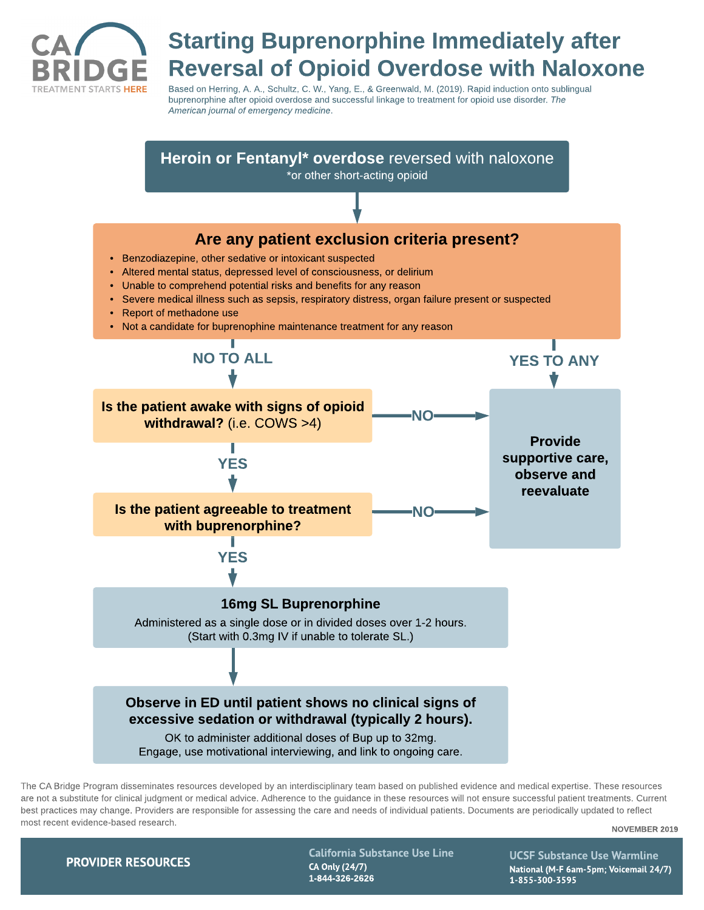CA BRIDGE
TREATMENT STARTS HERE

# Starting Buprenorphine Immediately after Reversal of Opioid Overdose with Naloxone

Based on Herring, A. A., Schultz, C. W., Yang, E., & Greenwald, M. (2019). Rapid induction onto sublingual buprenorphine after opioid overdose and successful linkage to treatment for opioid use disorder. *The American journal of emergency medicine*.

**Heroin or Fentanyl* overdose** reversed with naloxone
*or other short-acting opioid

↓

## Are any patient exclusion criteria present?

- Benzodiazepine, other sedative or intoxicant suspected
- Altered mental status, depressed level of consciousness, or delirium
- Unable to comprehend potential risks and benefits for any reason
- Severe medical illness such as sepsis, respiratory distress, organ failure present or suspected
- Report of methadone use
- Not a candidate for buprenophine maintenance treatment for any reason

**YES TO ANY** → **Provide supportive care, observe and reevaluate**

**NO TO ALL** ↓

**Is the patient awake with signs of opioid withdrawal?** (i.e. COWS >4)

**NO** → **Provide supportive care, observe and reevaluate**

**YES** ↓

**Is the patient agreeable to treatment with buprenorphine?**

**NO** → **Provide supportive care, observe and reevaluate**

**YES** ↓

**16mg SL Buprenorphine**
Administered as a single dose or in divided doses over 1-2 hours.
(Start with 0.3mg IV if unable to tolerate SL.)

↓

**Observe in ED until patient shows no clinical signs of excessive sedation or withdrawal (typically 2 hours).**
OK to administer additional doses of Bup up to 32mg.
Engage, use motivational interviewing, and link to ongoing care.

The CA Bridge Program disseminates resources developed by an interdisciplinary team based on published evidence and medical expertise. These resources are not a substitute for clinical judgment or medical advice. Adherence to the guidance in these resources will not ensure successful patient treatments. Current best practices may change. Providers are responsible for assessing the care and needs of individual patients. Documents are periodically updated to reflect most recent evidence-based research.

NOVEMBER 2019

**PROVIDER RESOURCES**

**California Substance Use Line**
CA Only (24/7)
1-844-326-2626

**UCSF Substance Use Warmline**
National (M-F 6am-5pm; Voicemail 24/7)
1-855-300-3595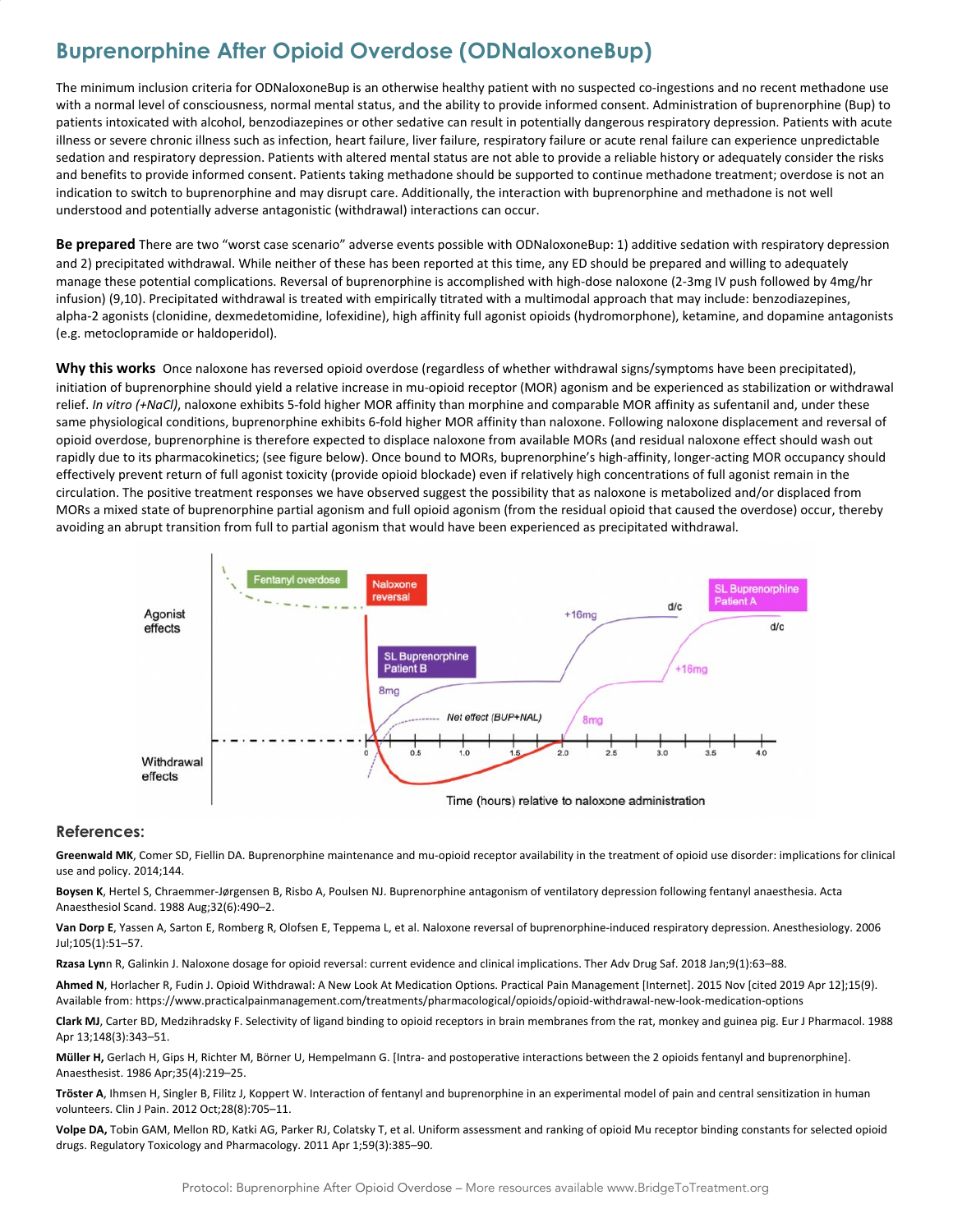# Buprenorphine After Opioid Overdose (ODNaloxoneBup)

The minimum inclusion criteria for ODNaloxoneBup is an otherwise healthy patient with no suspected co-ingestions and no recent methadone use with a normal level of consciousness, normal mental status, and the ability to provide informed consent. Administration of buprenorphine (Bup) to patients intoxicated with alcohol, benzodiazepines or other sedative can result in potentially dangerous respiratory depression. Patients with acute illness or severe chronic illness such as infection, heart failure, liver failure, respiratory failure or acute renal failure can experience unpredictable sedation and respiratory depression. Patients with altered mental status are not able to provide a reliable history or adequately consider the risks and benefits to provide informed consent. Patients taking methadone should be supported to continue methadone treatment; overdose is not an indication to switch to buprenorphine and may disrupt care. Additionally, the interaction with buprenorphine and methadone is not well understood and potentially adverse antagonistic (withdrawal) interactions can occur.

**Be prepared** There are two "worst case scenario" adverse events possible with ODNaloxoneBup: 1) additive sedation with respiratory depression and 2) precipitated withdrawal. While neither of these has been reported at this time, any ED should be prepared and willing to adequately manage these potential complications. Reversal of buprenorphine is accomplished with high-dose naloxone (2-3mg IV push followed by 4mg/hr infusion) (9,10). Precipitated withdrawal is treated with empirically titrated with a multimodal approach that may include: benzodiazepines, alpha-2 agonists (clonidine, dexmedetomidine, lofexidine), high affinity full agonist opioids (hydromorphone), ketamine, and dopamine antagonists (e.g. metoclopramide or haldoperidol).

**Why this works** Once naloxone has reversed opioid overdose (regardless of whether withdrawal signs/symptoms have been precipitated), initiation of buprenorphine should yield a relative increase in mu-opioid receptor (MOR) agonism and be experienced as stabilization or withdrawal relief. *In vitro (+NaCl)*, naloxone exhibits 5-fold higher MOR affinity than morphine and comparable MOR affinity as sufentanil and, under these same physiological conditions, buprenorphine exhibits 6-fold higher MOR affinity than naloxone. Following naloxone displacement and reversal of opioid overdose, buprenorphine is therefore expected to displace naloxone from available MORs (and residual naloxone effect should wash out rapidly due to its pharmacokinetics; (see figure below). Once bound to MORs, buprenorphine's high-affinity, longer-acting MOR occupancy should effectively prevent return of full agonist toxicity (provide opioid blockade) even if relatively high concentrations of full agonist remain in the circulation. The positive treatment responses we have observed suggest the possibility that as naloxone is metabolized and/or displaced from MORs a mixed state of buprenorphine partial agonism and full opioid agonism (from the residual opioid that caused the overdose) occur, thereby avoiding an abrupt transition from full to partial agonism that would have been experienced as precipitated withdrawal.

Agonist effects
Withdrawal effects
Fentanyl overdose
Naloxone reversal
SL Buprenorphine Patient B
8mg
+16mg
d/c
Net effect (BUP+NAL)
SL Buprenorphine Patient A
8mg
+16mg
d/c
0 0.5 1.0 1.5 2.0 2.5 3.0 3.5 4.0
Time (hours) relative to naloxone administration

## References:

**Greenwald MK**, Comer SD, Fiellin DA. Buprenorphine maintenance and mu-opioid receptor availability in the treatment of opioid use disorder: implications for clinical use and policy. 2014;144.

**Boysen K**, Hertel S, Chraemmer-Jørgensen B, Risbo A, Poulsen NJ. Buprenorphine antagonism of ventilatory depression following fentanyl anaesthesia. Acta Anaesthesiol Scand. 1988 Aug;32(6):490–2.

**Van Dorp E**, Yassen A, Sarton E, Romberg R, Olofsen E, Teppema L, et al. Naloxone reversal of buprenorphine-induced respiratory depression. Anesthesiology. 2006 Jul;105(1):51–57.

**Rzasa Lyn**n R, Galinkin J. Naloxone dosage for opioid reversal: current evidence and clinical implications. Ther Adv Drug Saf. 2018 Jan;9(1):63–88.

**Ahmed N**, Horlacher R, Fudin J. Opioid Withdrawal: A New Look At Medication Options. Practical Pain Management [Internet]. 2015 Nov [cited 2019 Apr 12];15(9). Available from: https://www.practicalpainmanagement.com/treatments/pharmacological/opioids/opioid-withdrawal-new-look-medication-options

**Clark MJ**, Carter BD, Medzihradsky F. Selectivity of ligand binding to opioid receptors in brain membranes from the rat, monkey and guinea pig. Eur J Pharmacol. 1988 Apr 13;148(3):343–51.

**Müller H,** Gerlach H, Gips H, Richter M, Börner U, Hempelmann G. [Intra- and postoperative interactions between the 2 opioids fentanyl and buprenorphine]. Anaesthesist. 1986 Apr;35(4):219–25.

**Tröster A**, Ihmsen H, Singler B, Filitz J, Koppert W. Interaction of fentanyl and buprenorphine in an experimental model of pain and central sensitization in human volunteers. Clin J Pain. 2012 Oct;28(8):705–11.

**Volpe DA,** Tobin GAM, Mellon RD, Katki AG, Parker RJ, Colatsky T, et al. Uniform assessment and ranking of opioid Mu receptor binding constants for selected opioid drugs. Regulatory Toxicology and Pharmacology. 2011 Apr 1;59(3):385–90.

Protocol: Buprenorphine After Opioid Overdose – More resources available www.BridgeToTreatment.org